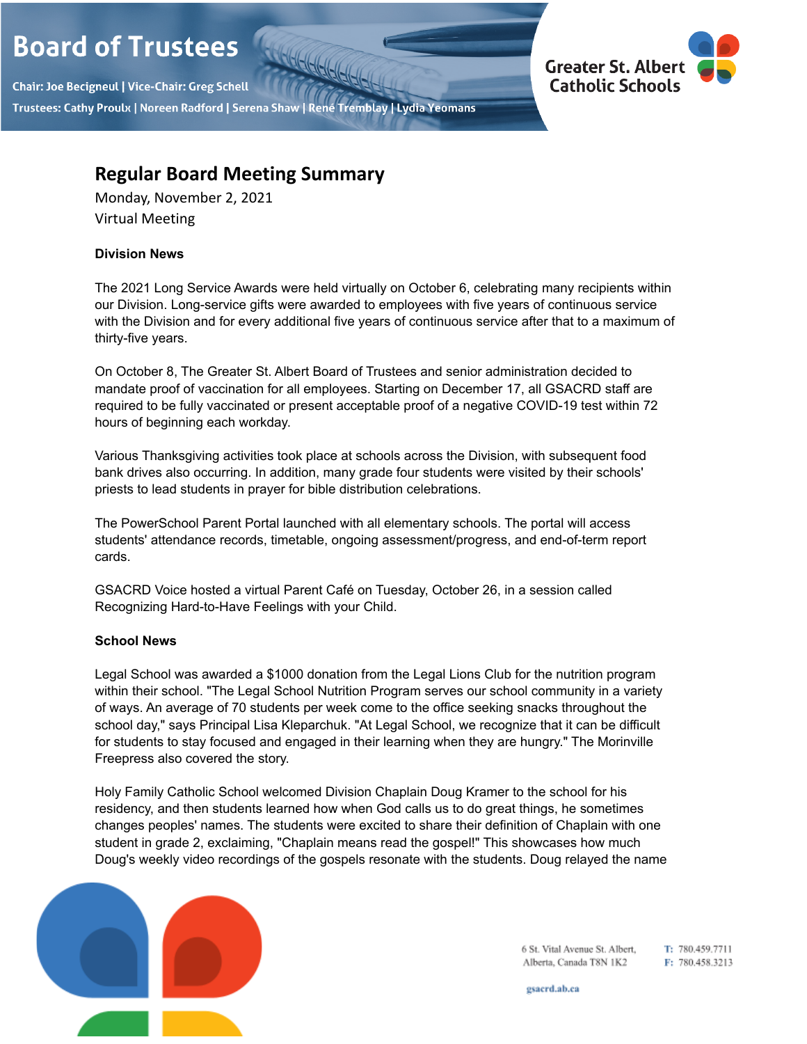# Board of Trustees

Chair: Joe Becigneul | Vice-Chair: Greg Schell

Trustees: Cathy Proulx | Noreen Radford | Serena Shaw | René Tremblay | Lydia Yeomans

Greater St. Albert Catholic Schools

## Regular Board Meeting Summary

Monday, November 2, 2021

Virtual Meeting

**Division News**

The 2021 Long Service Awards were held virtually on October 6, celebrating many recipients within our Division. Long-service gifts were awarded to employees with five years of continuous service with the Division and for every additional five years of continuous service after that to a maximum of thirty-five years.

On October 8, The Greater St. Albert Board of Trustees and senior administration decided to mandate proof of vaccination for all employees. Starting on December 17, all GSACRD staff are required to be fully vaccinated or present acceptable proof of a negative COVID-19 test within 72 hours of beginning each workday.

Various Thanksgiving activities took place at schools across the Division, with subsequent food bank drives also occurring. In addition, many grade four students were visited by their schools' priests to lead students in prayer for bible distribution celebrations.

The PowerSchool Parent Portal launched with all elementary schools. The portal will access students' attendance records, timetable, ongoing assessment/progress, and end-of-term report cards.

GSACRD Voice hosted a virtual Parent Café on Tuesday, October 26, in a session called Recognizing Hard-to-Have Feelings with your Child.

**School News**

Legal School was awarded a $1000 donation from the Legal Lions Club for the nutrition program within their school. "The Legal School Nutrition Program serves our school community in a variety of ways. An average of 70 students per week come to the office seeking snacks throughout the school day," says Principal Lisa Kleparchuk. "At Legal School, we recognize that it can be difficult for students to stay focused and engaged in their learning when they are hungry." The Morinville Freepress also covered the story.

Holy Family Catholic School welcomed Division Chaplain Doug Kramer to the school for his residency, and then students learned how when God calls us to do great things, he sometimes changes peoples' names. The students were excited to share their definition of Chaplain with one student in grade 2, exclaiming, "Chaplain means read the gospel!" This showcases how much Doug's weekly video recordings of the gospels resonate with the students. Doug relayed the name

6 St. Vital Avenue St. Albert, Alberta, Canada T8N 1K2

T: 780.459.7711
F: 780.458.3213

gsacrd.ab.ca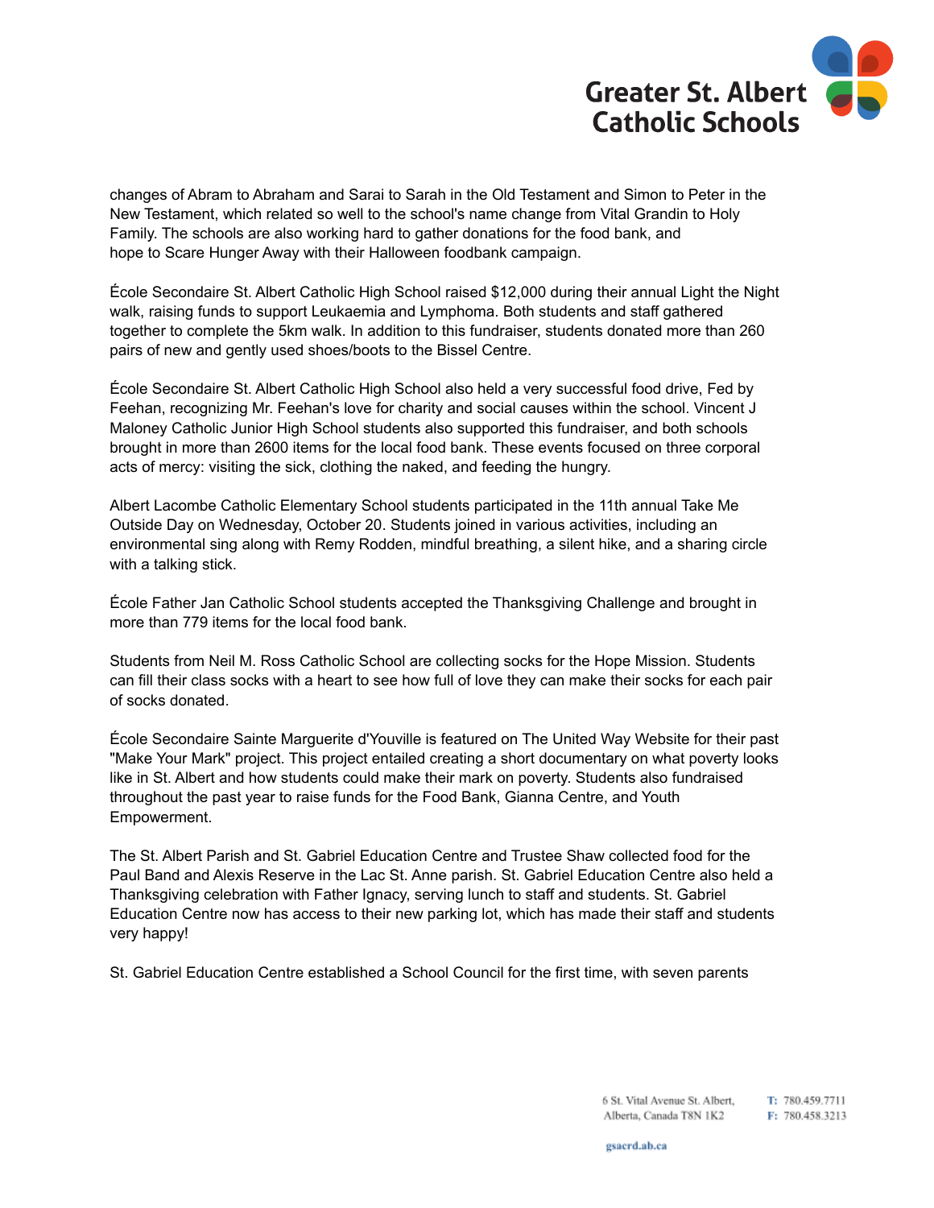changes of Abram to Abraham and Sarai to Sarah in the Old Testament and Simon to Peter in the New Testament, which related so well to the school's name change from Vital Grandin to Holy Family. The schools are also working hard to gather donations for the food bank, and hope to Scare Hunger Away with their Halloween foodbank campaign.

École Secondaire St. Albert Catholic High School raised $12,000 during their annual Light the Night walk, raising funds to support Leukaemia and Lymphoma. Both students and staff gathered together to complete the 5km walk. In addition to this fundraiser, students donated more than 260 pairs of new and gently used shoes/boots to the Bissel Centre.

École Secondaire St. Albert Catholic High School also held a very successful food drive, Fed by Feehan, recognizing Mr. Feehan's love for charity and social causes within the school. Vincent J Maloney Catholic Junior High School students also supported this fundraiser, and both schools brought in more than 2600 items for the local food bank. These events focused on three corporal acts of mercy: visiting the sick, clothing the naked, and feeding the hungry.

Albert Lacombe Catholic Elementary School students participated in the 11th annual Take Me Outside Day on Wednesday, October 20. Students joined in various activities, including an environmental sing along with Remy Rodden, mindful breathing, a silent hike, and a sharing circle with a talking stick.

École Father Jan Catholic School students accepted the Thanksgiving Challenge and brought in more than 779 items for the local food bank.

Students from Neil M. Ross Catholic School are collecting socks for the Hope Mission. Students can fill their class socks with a heart to see how full of love they can make their socks for each pair of socks donated.

École Secondaire Sainte Marguerite d'Youville is featured on The United Way Website for their past "Make Your Mark" project. This project entailed creating a short documentary on what poverty looks like in St. Albert and how students could make their mark on poverty. Students also fundraised throughout the past year to raise funds for the Food Bank, Gianna Centre, and Youth Empowerment.

The St. Albert Parish and St. Gabriel Education Centre and Trustee Shaw collected food for the Paul Band and Alexis Reserve in the Lac St. Anne parish. St. Gabriel Education Centre also held a Thanksgiving celebration with Father Ignacy, serving lunch to staff and students. St. Gabriel Education Centre now has access to their new parking lot, which has made their staff and students very happy!

St. Gabriel Education Centre established a School Council for the first time, with seven parents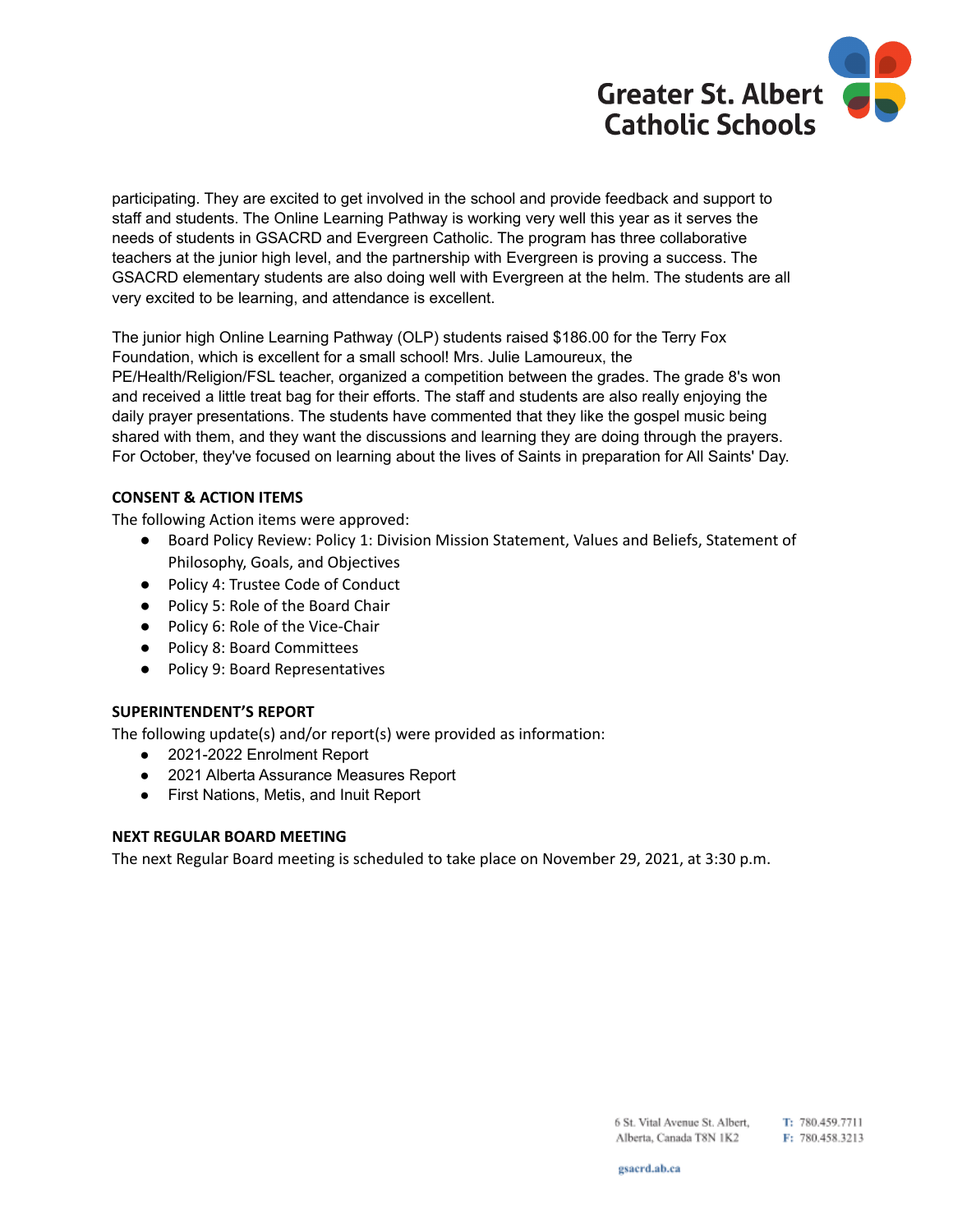participating. They are excited to get involved in the school and provide feedback and support to staff and students. The Online Learning Pathway is working very well this year as it serves the needs of students in GSACRD and Evergreen Catholic. The program has three collaborative teachers at the junior high level, and the partnership with Evergreen is proving a success. The GSACRD elementary students are also doing well with Evergreen at the helm. The students are all very excited to be learning, and attendance is excellent.

The junior high Online Learning Pathway (OLP) students raised $186.00 for the Terry Fox Foundation, which is excellent for a small school! Mrs. Julie Lamoureux, the PE/Health/Religion/FSL teacher, organized a competition between the grades. The grade 8's won and received a little treat bag for their efforts. The staff and students are also really enjoying the daily prayer presentations. The students have commented that they like the gospel music being shared with them, and they want the discussions and learning they are doing through the prayers. For October, they've focused on learning about the lives of Saints in preparation for All Saints' Day.

**CONSENT & ACTION ITEMS**

The following Action items were approved:

- Board Policy Review: Policy 1: Division Mission Statement, Values and Beliefs, Statement of Philosophy, Goals, and Objectives
- Policy 4: Trustee Code of Conduct
- Policy 5: Role of the Board Chair
- Policy 6: Role of the Vice-Chair
- Policy 8: Board Committees
- Policy 9: Board Representatives

**SUPERINTENDENT'S REPORT**

The following update(s) and/or report(s) were provided as information:

- 2021-2022 Enrolment Report
- 2021 Alberta Assurance Measures Report
- First Nations, Metis, and Inuit Report

**NEXT REGULAR BOARD MEETING**

The next Regular Board meeting is scheduled to take place on November 29, 2021, at 3:30 p.m.